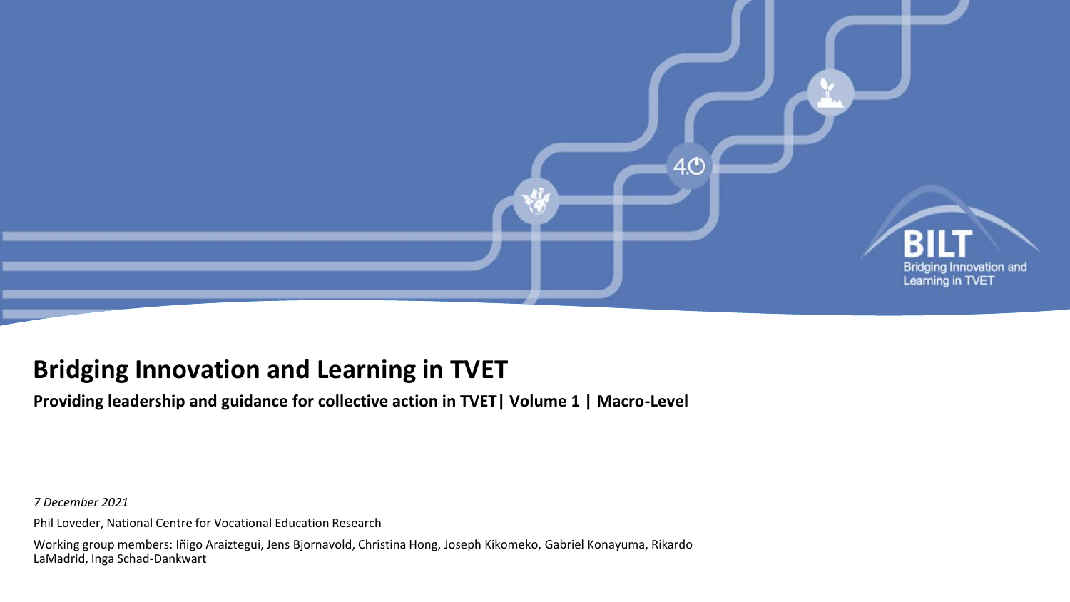# Bridging Innovation and Learning in TVET

**Providing leadership and guidance for collective action in TVET| Volume 1 | Macro-Level**

*7 December 2021*

Phil Loveder, National Centre for Vocational Education Research

Working group members: Iñigo Araiztegui, Jens Bjornavold, Christina Hong, Joseph Kikomeko, Gabriel Konayuma, Rikardo LaMadrid, Inga Schad-Dankwart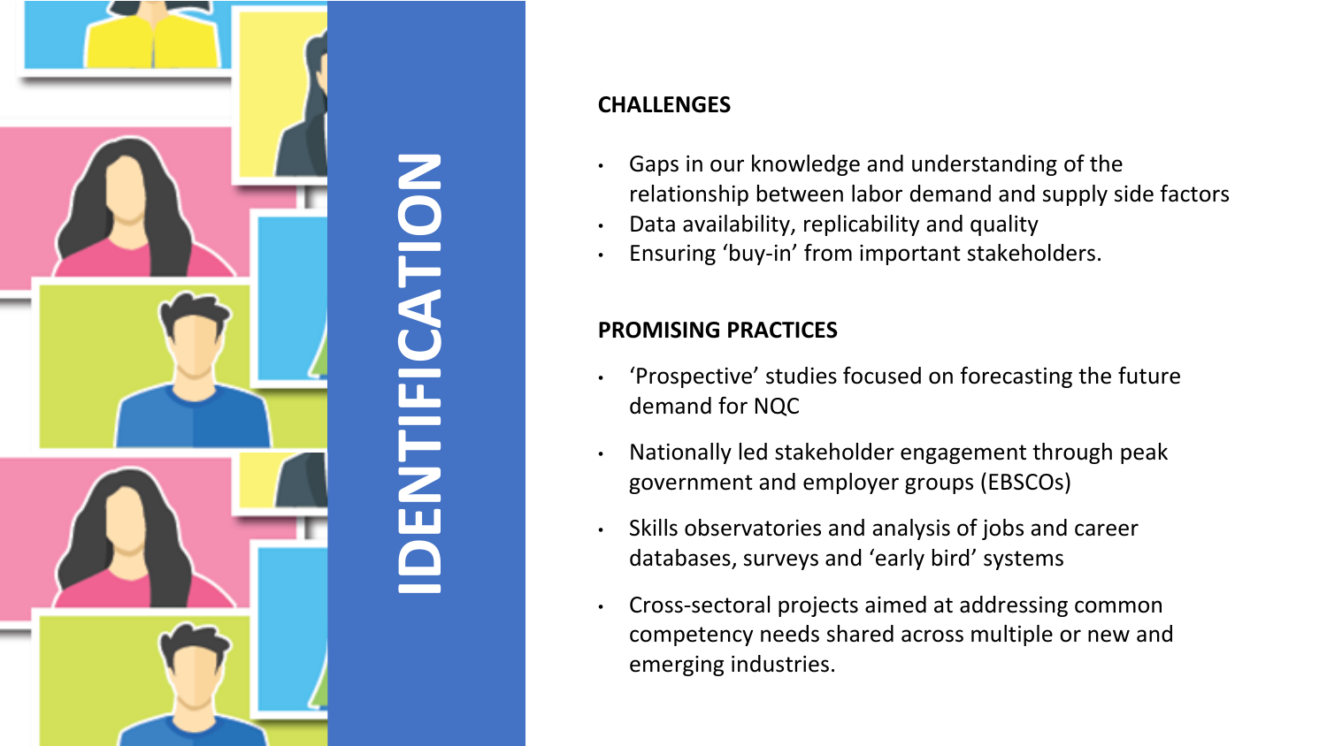# IDENTIFICATION

**CHALLENGES**

- Gaps in our knowledge and understanding of the relationship between labor demand and supply side factors
- Data availability, replicability and quality
- Ensuring 'buy-in' from important stakeholders.

**PROMISING PRACTICES**

- 'Prospective' studies focused on forecasting the future demand for NQC
- Nationally led stakeholder engagement through peak government and employer groups (EBSCOs)
- Skills observatories and analysis of jobs and career databases, surveys and 'early bird' systems
- Cross-sectoral projects aimed at addressing common competency needs shared across multiple or new and emerging industries.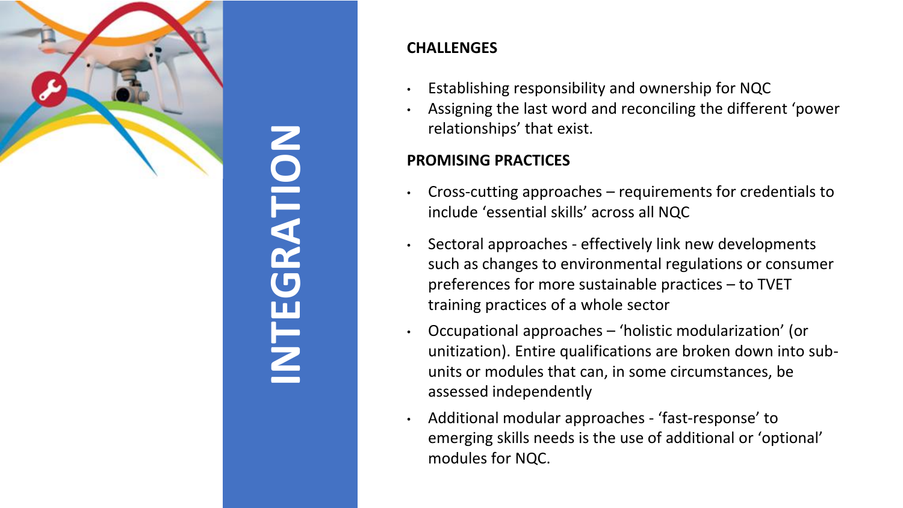# INTEGRATION

### CHALLENGES

- Establishing responsibility and ownership for NQC
- Assigning the last word and reconciling the different 'power relationships' that exist.

### PROMISING PRACTICES

- Cross-cutting approaches – requirements for credentials to include 'essential skills' across all NQC
- Sectoral approaches - effectively link new developments such as changes to environmental regulations or consumer preferences for more sustainable practices – to TVET training practices of a whole sector
- Occupational approaches – 'holistic modularization' (or unitization). Entire qualifications are broken down into sub-units or modules that can, in some circumstances, be assessed independently
- Additional modular approaches - 'fast-response' to emerging skills needs is the use of additional or 'optional' modules for NQC.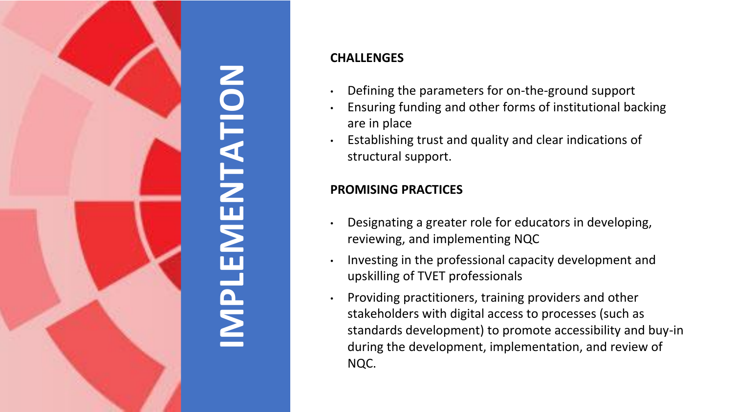# IMPLEMENTATION

**CHALLENGES**

- Defining the parameters for on-the-ground support
- Ensuring funding and other forms of institutional backing are in place
- Establishing trust and quality and clear indications of structural support.

**PROMISING PRACTICES**

- Designating a greater role for educators in developing, reviewing, and implementing NQC
- Investing in the professional capacity development and upskilling of TVET professionals
- Providing practitioners, training providers and other stakeholders with digital access to processes (such as standards development) to promote accessibility and buy-in during the development, implementation, and review of NQC.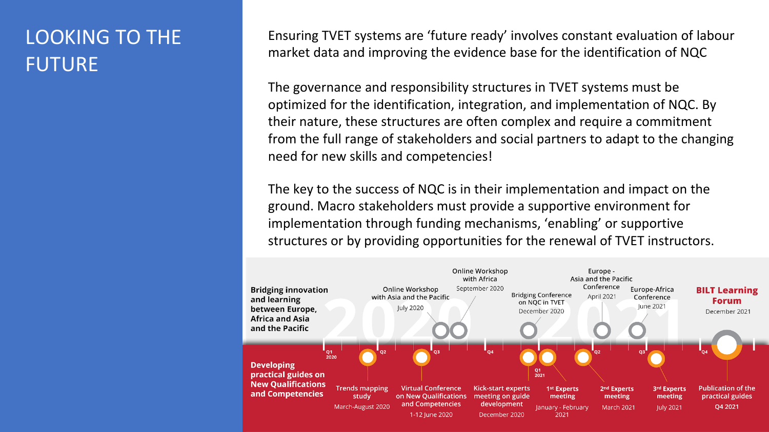# LOOKING TO THE FUTURE

Ensuring TVET systems are 'future ready' involves constant evaluation of labour market data and improving the evidence base for the identification of NQC

The governance and responsibility structures in TVET systems must be optimized for the identification, integration, and implementation of NQC. By their nature, these structures are often complex and require a commitment from the full range of stakeholders and social partners to adapt to the changing need for new skills and competencies!

The key to the success of NQC is in their implementation and impact on the ground. Macro stakeholders must provide a supportive environment for implementation through funding mechanisms, 'enabling' or supportive structures or by providing opportunities for the renewal of TVET instructors.

**Bridging innovation and learning between Europe, Africa and Asia and the Pacific**

- Online Workshop with Asia and the Pacific — July 2020
- Online Workshop with Africa — September 2020
- Bridging Conference on NQC in TVET — December 2020
- Europe - Asia and the Pacific Conference — April 2021
- Europe-Africa Conference — June 2021
- **BILT Learning Forum** — December 2021

**Developing practical guides on New Qualifications and Competences**

- Trends mapping study — March-August 2020
- Virtual Conference on New Qualifications and Competences — 1-12 June 2020
- Kick-start experts meeting on guide development — December 2020
- 1st Experts meeting — January - February 2021
- 2nd Experts meeting — March 2021
- 3rd Experts meeting — July 2021
- Publication of the practical guides — Q4 2021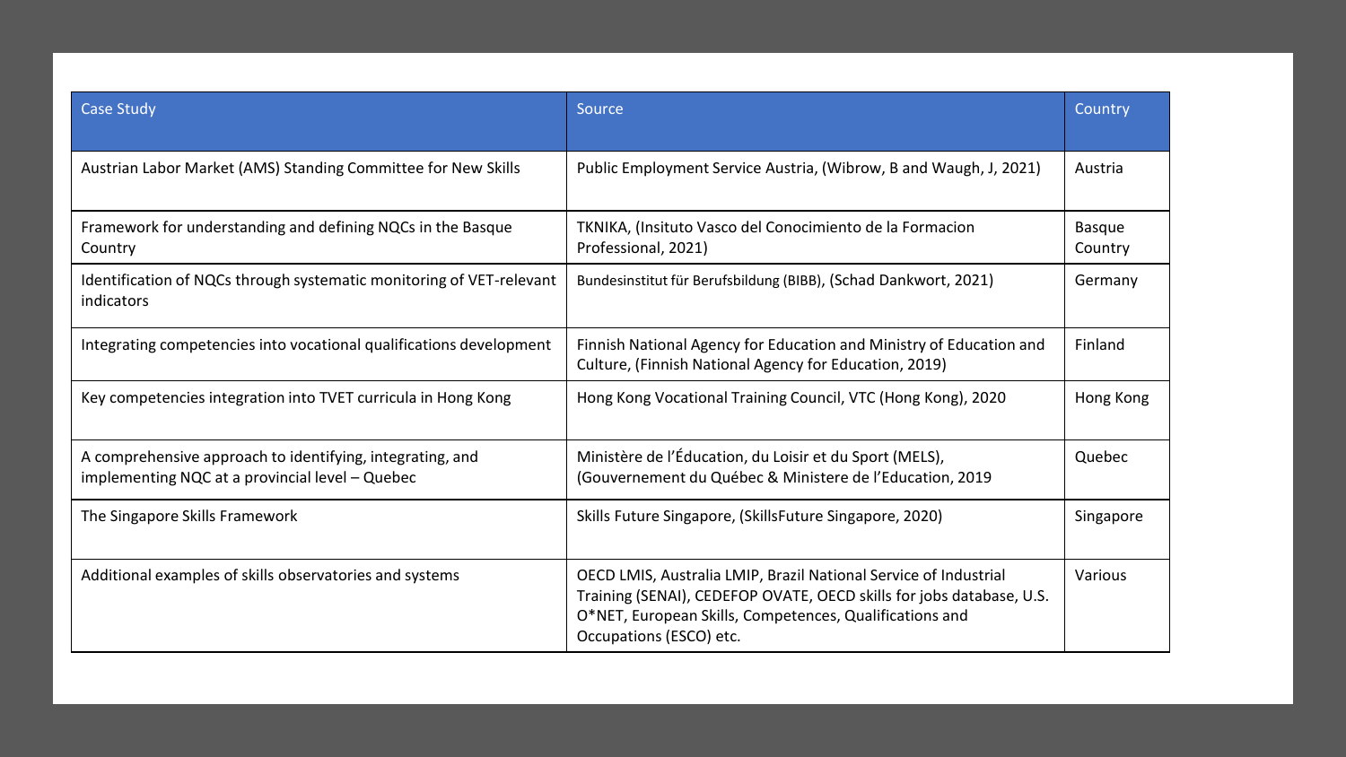| Case Study | Source | Country |
|---|---|---|
| Austrian Labor Market (AMS) Standing Committee for New Skills | Public Employment Service Austria, (Wibrow, B and Waugh, J, 2021) | Austria |
| Framework for understanding and defining NQCs in the Basque Country | TKNIKA, (Insituto Vasco del Conocimiento de la Formacion Professional, 2021) | Basque Country |
| Identification of NQCs through systematic monitoring of VET-relevant indicators | Bundesinstitut für Berufsbildung (BIBB), (Schad Dankwort, 2021) | Germany |
| Integrating competencies into vocational qualifications development | Finnish National Agency for Education and Ministry of Education and Culture, (Finnish National Agency for Education, 2019) | Finland |
| Key competencies integration into TVET curricula in Hong Kong | Hong Kong Vocational Training Council, VTC (Hong Kong), 2020 | Hong Kong |
| A comprehensive approach to identifying, integrating, and implementing NQC at a provincial level – Quebec | Ministère de l'Éducation, du Loisir et du Sport (MELS), (Gouvernement du Québec & Ministere de l'Education, 2019 | Quebec |
| The Singapore Skills Framework | Skills Future Singapore, (SkillsFuture Singapore, 2020) | Singapore |
| Additional examples of skills observatories and systems | OECD LMIS, Australia LMIP, Brazil National Service of Industrial Training (SENAI), CEDEFOP OVATE, OECD skills for jobs database, U.S. O*NET, European Skills, Competences, Qualifications and Occupations (ESCO) etc. | Various |